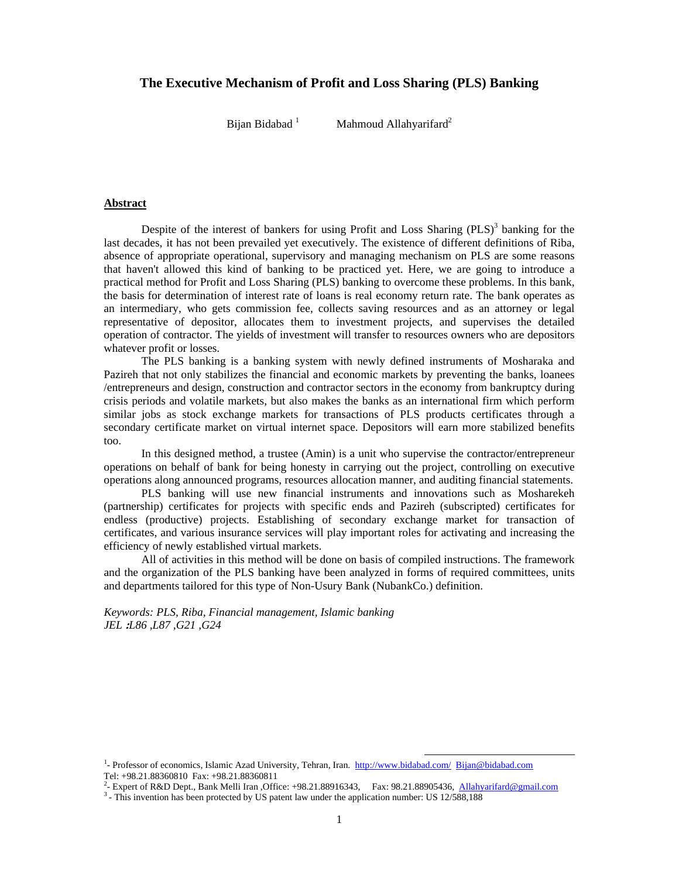# The Executive Mechanism of Profit and Loss Sharing (PLS) Banking

Bijan Bidabad [1] Mahmoud Allahyarifard[2]

## Abstract

Despite of the interest of bankers for using Profit and Loss Sharing (PLS)[3] banking for the last decades, it has not been prevailed yet executively. The existence of different definitions of Riba, absence of appropriate operational, supervisory and managing mechanism on PLS are some reasons that haven't allowed this kind of banking to be practiced yet. Here, we are going to introduce a practical method for Profit and Loss Sharing (PLS) banking to overcome these problems. In this bank, the basis for determination of interest rate of loans is real economy return rate. The bank operates as an intermediary, who gets commission fee, collects saving resources and as an attorney or legal representative of depositor, allocates them to investment projects, and supervises the detailed operation of contractor. The yields of investment will transfer to resources owners who are depositors whatever profit or losses.

The PLS banking is a banking system with newly defined instruments of Mosharaka and Pazireh that not only stabilizes the financial and economic markets by preventing the banks, loanees /entrepreneurs and design, construction and contractor sectors in the economy from bankruptcy during crisis periods and volatile markets, but also makes the banks as an international firm which perform similar jobs as stock exchange markets for transactions of PLS products certificates through a secondary certificate market on virtual internet space. Depositors will earn more stabilized benefits too.

In this designed method, a trustee (Amin) is a unit who supervise the contractor/entrepreneur operations on behalf of bank for being honesty in carrying out the project, controlling on executive operations along announced programs, resources allocation manner, and auditing financial statements.

PLS banking will use new financial instruments and innovations such as Mosharekeh (partnership) certificates for projects with specific ends and Pazireh (subscripted) certificates for endless (productive) projects. Establishing of secondary exchange market for transaction of certificates, and various insurance services will play important roles for activating and increasing the efficiency of newly established virtual markets.

All of activities in this method will be done on basis of compiled instructions. The framework and the organization of the PLS banking have been analyzed in forms of required committees, units and departments tailored for this type of Non-Usury Bank (NubankCo.) definition.

*Keywords: PLS, Riba, Financial management, Islamic banking*
*JEL :L86 ,L87 ,G21 ,G24*

---

[1]- Professor of economics, Islamic Azad University, Tehran, Iran. http://www.bidabad.com/ Bijan@bidabad.com Tel: +98.21.88360810 Fax: +98.21.88360811

[2]- Expert of R&D Dept., Bank Melli Iran ,Office: +98.21.88916343, Fax: 98.21.88905436, Allahyarifard@gmail.com

[3] - This invention has been protected by US patent law under the application number: US 12/588,188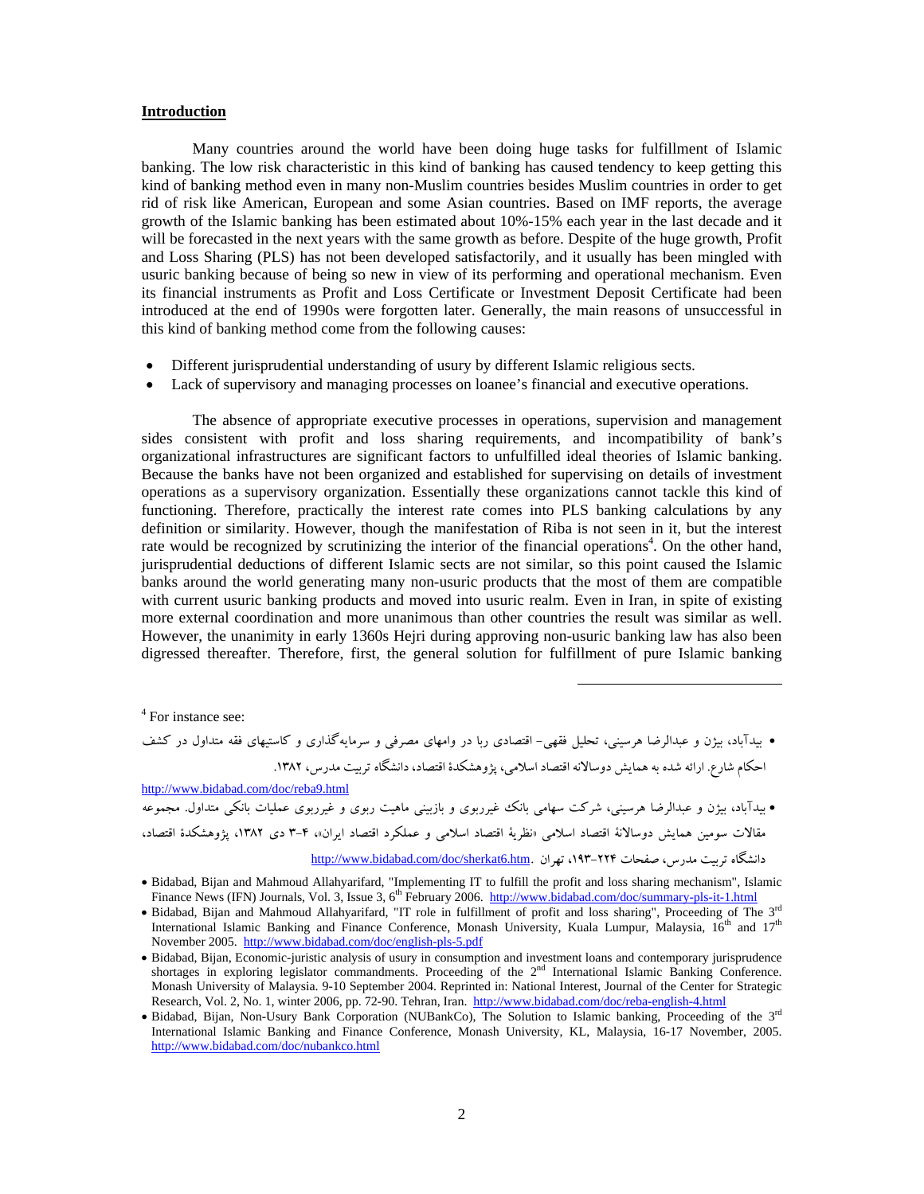**Introduction**

Many countries around the world have been doing huge tasks for fulfillment of Islamic banking. The low risk characteristic in this kind of banking has caused tendency to keep getting this kind of banking method even in many non-Muslim countries besides Muslim countries in order to get rid of risk like American, European and some Asian countries. Based on IMF reports, the average growth of the Islamic banking has been estimated about 10%-15% each year in the last decade and it will be forecasted in the next years with the same growth as before. Despite of the huge growth, Profit and Loss Sharing (PLS) has not been developed satisfactorily, and it usually has been mingled with usuric banking because of being so new in view of its performing and operational mechanism. Even its financial instruments as Profit and Loss Certificate or Investment Deposit Certificate had been introduced at the end of 1990s were forgotten later. Generally, the main reasons of unsuccessful in this kind of banking method come from the following causes:

- Different jurisprudential understanding of usury by different Islamic religious sects.
- Lack of supervisory and managing processes on loanee's financial and executive operations.

The absence of appropriate executive processes in operations, supervision and management sides consistent with profit and loss sharing requirements, and incompatibility of bank's organizational infrastructures are significant factors to unfulfilled ideal theories of Islamic banking. Because the banks have not been organized and established for supervising on details of investment operations as a supervisory organization. Essentially these organizations cannot tackle this kind of functioning. Therefore, practically the interest rate comes into PLS banking calculations by any definition or similarity. However, though the manifestation of Riba is not seen in it, but the interest rate would be recognized by scrutinizing the interior of the financial operations[4]. On the other hand, jurisprudential deductions of different Islamic sects are not similar, so this point caused the Islamic banks around the world generating many non-usuric products that the most of them are compatible with current usuric banking products and moved into usuric realm. Even in Iran, in spite of existing more external coordination and more unanimous than other countries the result was similar as well. However, the unanimity in early 1360s Hejri during approving non-usuric banking law has also been digressed thereafter. Therefore, first, the general solution for fulfillment of pure Islamic banking

---

[4] For instance see:

- بیدآباد، بیژن و عبدالرضا هرسینی، تحلیل فقهی- اقتصادی ربا در وامهای مصرفی و سرمایه‌گذاری و کاستیهای فقه متداول در کشف احکام شارع. ارائه شده به همایش دوسالانه اقتصاد اسلامی، پژوهشکدهٔ اقتصاد، دانشگاه تربیت مدرس، ۱۳۸۲.

http://www.bidabad.com/doc/reba9.html

- بیدآباد، بیژن و عبدالرضا هرسینی، شرکت سهامی بانک غیرربوی و بازبینی ماهیت ربوی و غیرربوی عملیات بانکی متداول. مجموعه مقالات سومین همایش دوسالانهٔ اقتصاد اسلامی «نظریهٔ اقتصاد اسلامی و عملکرد اقتصاد ایران»، ۴-۳ دی ۱۳۸۲، پژوهشکدهٔ اقتصاد، دانشگاه تربیت مدرس، صفحات ۲۲۴-۱۹۳، تهران. http://www.bidabad.com/doc/sherkat6.htm

- Bidabad, Bijan and Mahmoud Allahyarifard, "Implementing IT to fulfill the profit and loss sharing mechanism", Islamic Finance News (IFN) Journals, Vol. 3, Issue 3, 6th February 2006. http://www.bidabad.com/doc/summary-pls-it-1.html
- Bidabad, Bijan and Mahmoud Allahyarifard, "IT role in fulfillment of profit and loss sharing", Proceeding of The 3rd International Islamic Banking and Finance Conference, Monash University, Kuala Lumpur, Malaysia, 16th and 17th November 2005. http://www.bidabad.com/doc/english-pls-5.pdf
- Bidabad, Bijan, Economic-juristic analysis of usury in consumption and investment loans and contemporary jurisprudence shortages in exploring legislator commandments. Proceeding of the 2nd International Islamic Banking Conference. Monash University of Malaysia. 9-10 September 2004. Reprinted in: National Interest, Journal of the Center for Strategic Research, Vol. 2, No. 1, winter 2006, pp. 72-90. Tehran, Iran. http://www.bidabad.com/doc/reba-english-4.html
- Bidabad, Bijan, Non-Usury Bank Corporation (NUBankCo), The Solution to Islamic banking, Proceeding of the 3rd International Islamic Banking and Finance Conference, Monash University, KL, Malaysia, 16-17 November, 2005. http://www.bidabad.com/doc/nubankco.html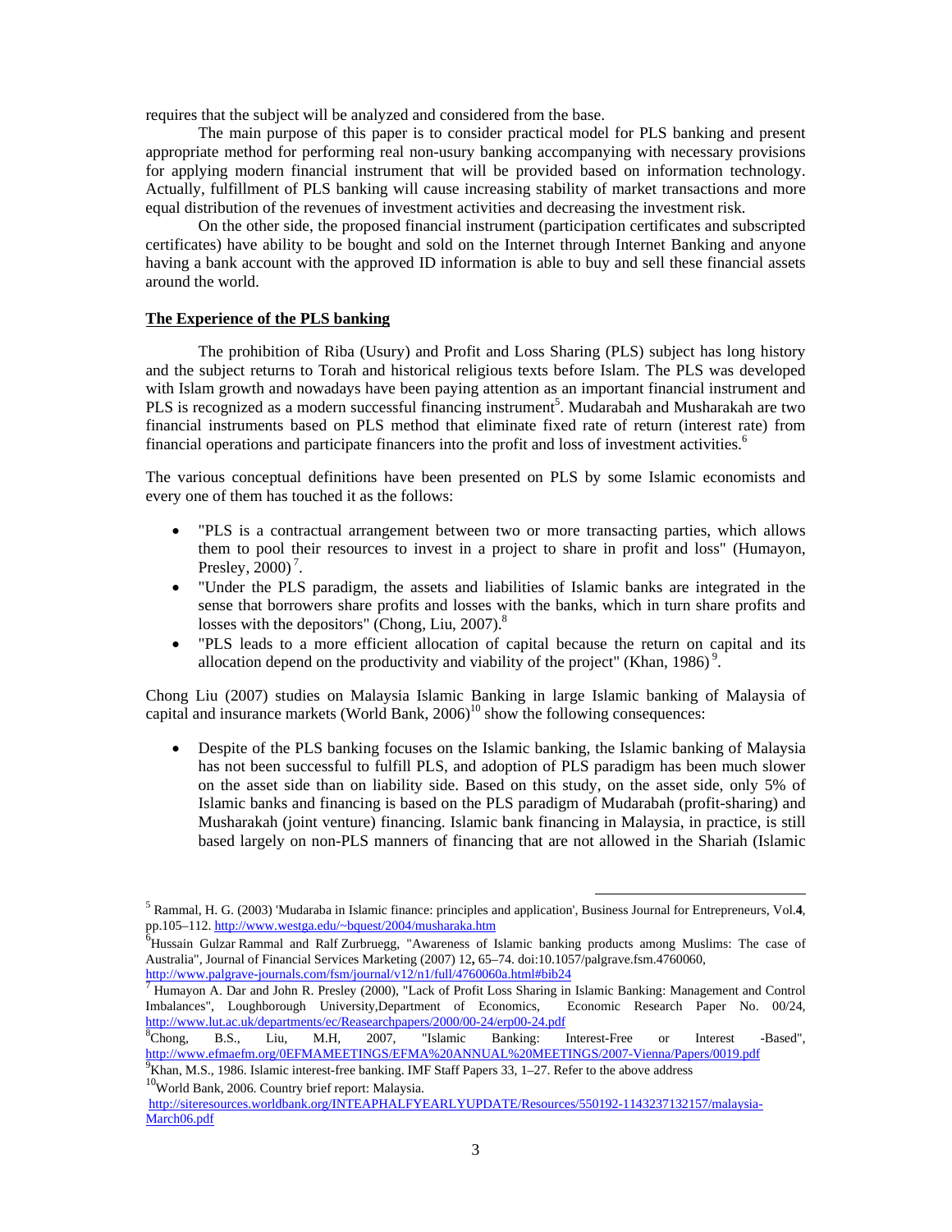requires that the subject will be analyzed and considered from the base.

The main purpose of this paper is to consider practical model for PLS banking and present appropriate method for performing real non-usury banking accompanying with necessary provisions for applying modern financial instrument that will be provided based on information technology. Actually, fulfillment of PLS banking will cause increasing stability of market transactions and more equal distribution of the revenues of investment activities and decreasing the investment risk.

On the other side, the proposed financial instrument (participation certificates and subscripted certificates) have ability to be bought and sold on the Internet through Internet Banking and anyone having a bank account with the approved ID information is able to buy and sell these financial assets around the world.

**The Experience of the PLS banking**

The prohibition of Riba (Usury) and Profit and Loss Sharing (PLS) subject has long history and the subject returns to Torah and historical religious texts before Islam. The PLS was developed with Islam growth and nowadays have been paying attention as an important financial instrument and PLS is recognized as a modern successful financing instrument[5]. Mudarabah and Musharakah are two financial instruments based on PLS method that eliminate fixed rate of return (interest rate) from financial operations and participate financers into the profit and loss of investment activities.[6]

The various conceptual definitions have been presented on PLS by some Islamic economists and every one of them has touched it as the follows:

- "PLS is a contractual arrangement between two or more transacting parties, which allows them to pool their resources to invest in a project to share in profit and loss" (Humayon, Presley, 2000)[7].
- "Under the PLS paradigm, the assets and liabilities of Islamic banks are integrated in the sense that borrowers share profits and losses with the banks, which in turn share profits and losses with the depositors" (Chong, Liu, 2007).[8]
- "PLS leads to a more efficient allocation of capital because the return on capital and its allocation depend on the productivity and viability of the project" (Khan, 1986)[9].

Chong Liu (2007) studies on Malaysia Islamic Banking in large Islamic banking of Malaysia of capital and insurance markets (World Bank, 2006)[10] show the following consequences:

- Despite of the PLS banking focuses on the Islamic banking, the Islamic banking of Malaysia has not been successful to fulfill PLS, and adoption of PLS paradigm has been much slower on the asset side than on liability side. Based on this study, on the asset side, only 5% of Islamic banks and financing is based on the PLS paradigm of Mudarabah (profit-sharing) and Musharakah (joint venture) financing. Islamic bank financing in Malaysia, in practice, is still based largely on non-PLS manners of financing that are not allowed in the Shariah (Islamic

---

[5] Rammal, H. G. (2003) 'Mudaraba in Islamic finance: principles and application', Business Journal for Entrepreneurs, Vol.**4**, pp.105–112. http://www.westga.edu/~bquest/2004/musharaka.htm

[6] Hussain Gulzar Rammal and Ralf Zurbruegg, "Awareness of Islamic banking products among Muslims: The case of Australia", Journal of Financial Services Marketing (2007) 12**,** 65–74. doi:10.1057/palgrave.fsm.4760060, http://www.palgrave-journals.com/fsm/journal/v12/n1/full/4760060a.html#bib24

[7] Humayon A. Dar and John R. Presley (2000), "Lack of Profit Loss Sharing in Islamic Banking: Management and Control Imbalances", Loughborough University,Department of Economics, Economic Research Paper No. 00/24, http://www.lut.ac.uk/departments/ec/Reasearchpapers/2000/00-24/erp00-24.pdf

[8] Chong, B.S., Liu, M.H, 2007, "Islamic Banking: Interest-Free or Interest -Based", http://www.efmaefm.org/0EFMAMEETINGS/EFMA%20ANNUAL%20MEETINGS/2007-Vienna/Papers/0019.pdf

[9] Khan, M.S., 1986. Islamic interest-free banking. IMF Staff Papers 33, 1–27. Refer to the above address

[10] World Bank, 2006. Country brief report: Malaysia. http://siteresources.worldbank.org/INTEAPHALFYEARLYUPDATE/Resources/550192-1143237132157/malaysia-March06.pdf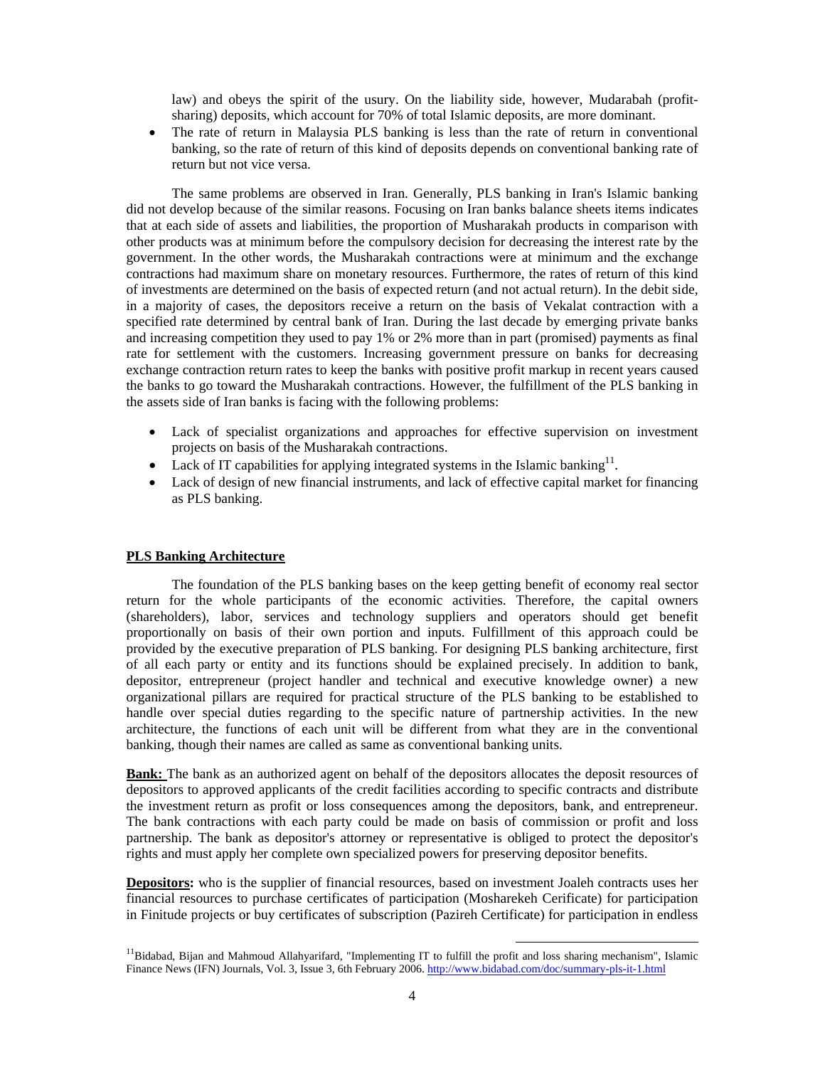law) and obeys the spirit of the usury. On the liability side, however, Mudarabah (profit-sharing) deposits, which account for 70% of total Islamic deposits, are more dominant.

- The rate of return in Malaysia PLS banking is less than the rate of return in conventional banking, so the rate of return of this kind of deposits depends on conventional banking rate of return but not vice versa.

The same problems are observed in Iran. Generally, PLS banking in Iran's Islamic banking did not develop because of the similar reasons. Focusing on Iran banks balance sheets items indicates that at each side of assets and liabilities, the proportion of Musharakah products in comparison with other products was at minimum before the compulsory decision for decreasing the interest rate by the government. In the other words, the Musharakah contractions were at minimum and the exchange contractions had maximum share on monetary resources. Furthermore, the rates of return of this kind of investments are determined on the basis of expected return (and not actual return). In the debit side, in a majority of cases, the depositors receive a return on the basis of Vekalat contraction with a specified rate determined by central bank of Iran. During the last decade by emerging private banks and increasing competition they used to pay 1% or 2% more than in part (promised) payments as final rate for settlement with the customers. Increasing government pressure on banks for decreasing exchange contraction return rates to keep the banks with positive profit markup in recent years caused the banks to go toward the Musharakah contractions. However, the fulfillment of the PLS banking in the assets side of Iran banks is facing with the following problems:

- Lack of specialist organizations and approaches for effective supervision on investment projects on basis of the Musharakah contractions.
- Lack of IT capabilities for applying integrated systems in the Islamic banking[11].
- Lack of design of new financial instruments, and lack of effective capital market for financing as PLS banking.

## PLS Banking Architecture

The foundation of the PLS banking bases on the keep getting benefit of economy real sector return for the whole participants of the economic activities. Therefore, the capital owners (shareholders), labor, services and technology suppliers and operators should get benefit proportionally on basis of their own portion and inputs. Fulfillment of this approach could be provided by the executive preparation of PLS banking. For designing PLS banking architecture, first of all each party or entity and its functions should be explained precisely. In addition to bank, depositor, entrepreneur (project handler and technical and executive knowledge owner) a new organizational pillars are required for practical structure of the PLS banking to be established to handle over special duties regarding to the specific nature of partnership activities. In the new architecture, the functions of each unit will be different from what they are in the conventional banking, though their names are called as same as conventional banking units.

**Bank:** The bank as an authorized agent on behalf of the depositors allocates the deposit resources of depositors to approved applicants of the credit facilities according to specific contracts and distribute the investment return as profit or loss consequences among the depositors, bank, and entrepreneur. The bank contractions with each party could be made on basis of commission or profit and loss partnership. The bank as depositor's attorney or representative is obliged to protect the depositor's rights and must apply her complete own specialized powers for preserving depositor benefits.

**Depositors:** who is the supplier of financial resources, based on investment Joaleh contracts uses her financial resources to purchase certificates of participation (Mosharekeh Cerificate) for participation in Finitude projects or buy certificates of subscription (Pazireh Certificate) for participation in endless

[11]Bidabad, Bijan and Mahmoud Allahyarifard, "Implementing IT to fulfill the profit and loss sharing mechanism", Islamic Finance News (IFN) Journals, Vol. 3, Issue 3, 6th February 2006. http://www.bidabad.com/doc/summary-pls-it-1.html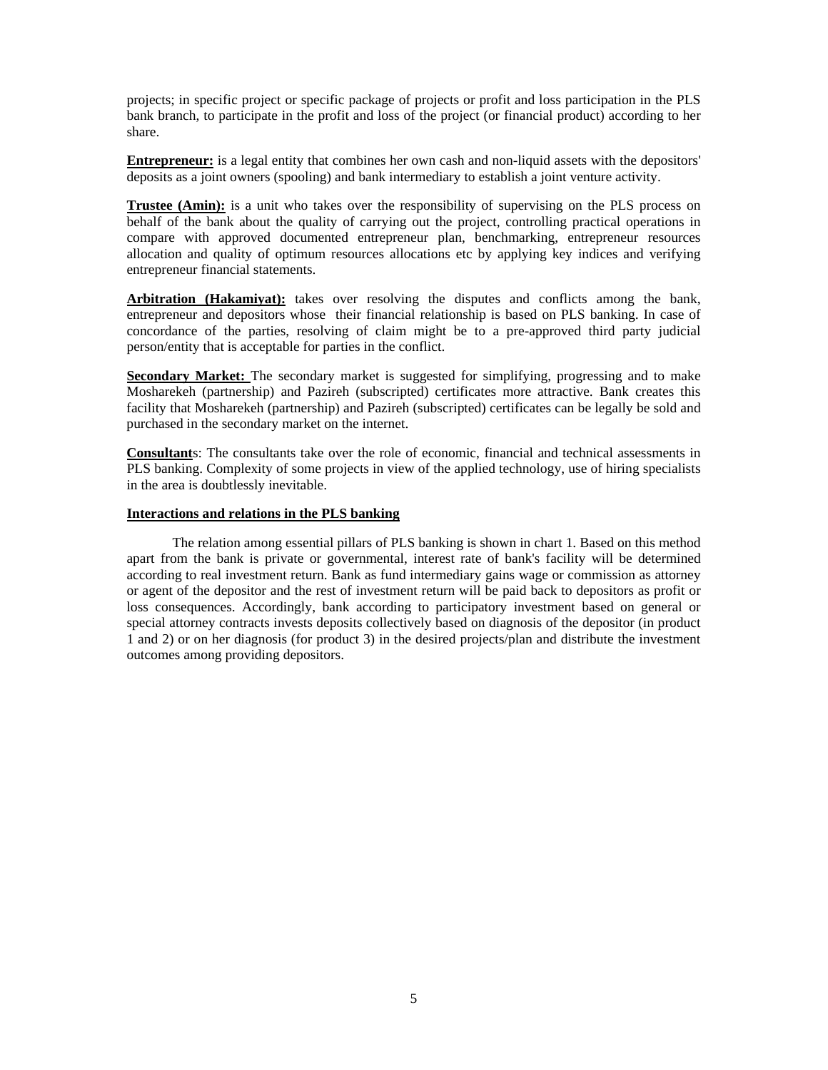projects; in specific project or specific package of projects or profit and loss participation in the PLS bank branch, to participate in the profit and loss of the project (or financial product) according to her share.

**Entrepreneur:** is a legal entity that combines her own cash and non-liquid assets with the depositors' deposits as a joint owners (spooling) and bank intermediary to establish a joint venture activity.

**Trustee (Amin):** is a unit who takes over the responsibility of supervising on the PLS process on behalf of the bank about the quality of carrying out the project, controlling practical operations in compare with approved documented entrepreneur plan, benchmarking, entrepreneur resources allocation and quality of optimum resources allocations etc by applying key indices and verifying entrepreneur financial statements.

**Arbitration (Hakamiyat):** takes over resolving the disputes and conflicts among the bank, entrepreneur and depositors whose their financial relationship is based on PLS banking. In case of concordance of the parties, resolving of claim might be to a pre-approved third party judicial person/entity that is acceptable for parties in the conflict.

**Secondary Market:** The secondary market is suggested for simplifying, progressing and to make Mosharekeh (partnership) and Pazireh (subscripted) certificates more attractive. Bank creates this facility that Mosharekeh (partnership) and Pazireh (subscripted) certificates can be legally be sold and purchased in the secondary market on the internet.

**Consultant**s: The consultants take over the role of economic, financial and technical assessments in PLS banking. Complexity of some projects in view of the applied technology, use of hiring specialists in the area is doubtlessly inevitable.

**Interactions and relations in the PLS banking**

The relation among essential pillars of PLS banking is shown in chart 1. Based on this method apart from the bank is private or governmental, interest rate of bank's facility will be determined according to real investment return. Bank as fund intermediary gains wage or commission as attorney or agent of the depositor and the rest of investment return will be paid back to depositors as profit or loss consequences. Accordingly, bank according to participatory investment based on general or special attorney contracts invests deposits collectively based on diagnosis of the depositor (in product 1 and 2) or on her diagnosis (for product 3) in the desired projects/plan and distribute the investment outcomes among providing depositors.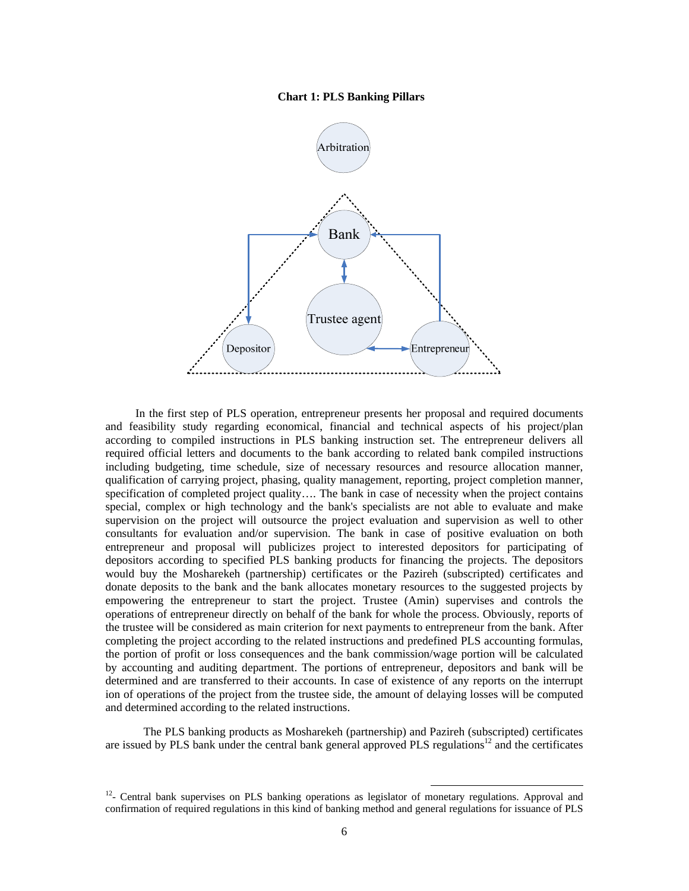**Chart 1: PLS Banking Pillars**

In the first step of PLS operation, entrepreneur presents her proposal and required documents and feasibility study regarding economical, financial and technical aspects of his project/plan according to compiled instructions in PLS banking instruction set. The entrepreneur delivers all required official letters and documents to the bank according to related bank compiled instructions including budgeting, time schedule, size of necessary resources and resource allocation manner, qualification of carrying project, phasing, quality management, reporting, project completion manner, specification of completed project quality…. The bank in case of necessity when the project contains special, complex or high technology and the bank's specialists are not able to evaluate and make supervision on the project will outsource the project evaluation and supervision as well to other consultants for evaluation and/or supervision. The bank in case of positive evaluation on both entrepreneur and proposal will publicizes project to interested depositors for participating of depositors according to specified PLS banking products for financing the projects. The depositors would buy the Mosharekeh (partnership) certificates or the Pazireh (subscripted) certificates and donate deposits to the bank and the bank allocates monetary resources to the suggested projects by empowering the entrepreneur to start the project. Trustee (Amin) supervises and controls the operations of entrepreneur directly on behalf of the bank for whole the process. Obviously, reports of the trustee will be considered as main criterion for next payments to entrepreneur from the bank. After completing the project according to the related instructions and predefined PLS accounting formulas, the portion of profit or loss consequences and the bank commission/wage portion will be calculated by accounting and auditing department. The portions of entrepreneur, depositors and bank will be determined and are transferred to their accounts. In case of existence of any reports on the interrupt ion of operations of the project from the trustee side, the amount of delaying losses will be computed and determined according to the related instructions.

The PLS banking products as Mosharekeh (partnership) and Pazireh (subscripted) certificates are issued by PLS bank under the central bank general approved PLS regulations[12] and the certificates

[12]- Central bank supervises on PLS banking operations as legislator of monetary regulations. Approval and confirmation of required regulations in this kind of banking method and general regulations for issuance of PLS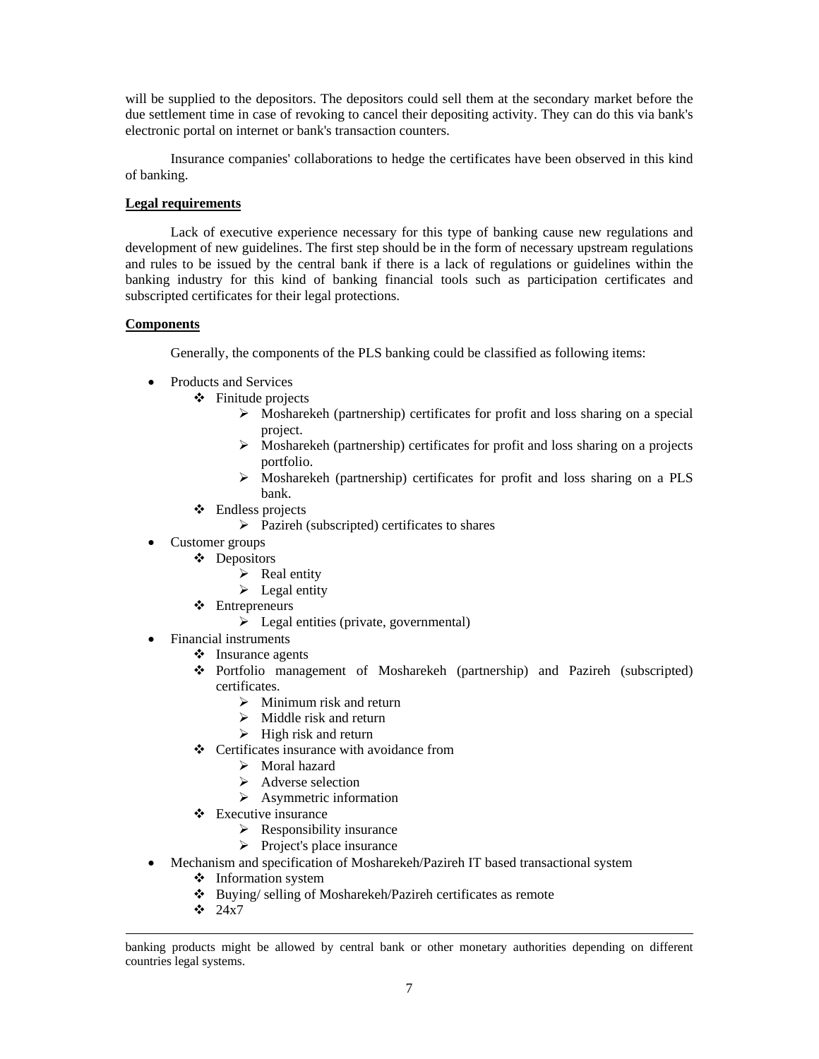will be supplied to the depositors. The depositors could sell them at the secondary market before the due settlement time in case of revoking to cancel their depositing activity. They can do this via bank's electronic portal on internet or bank's transaction counters.

Insurance companies' collaborations to hedge the certificates have been observed in this kind of banking.

**Legal requirements**

Lack of executive experience necessary for this type of banking cause new regulations and development of new guidelines. The first step should be in the form of necessary upstream regulations and rules to be issued by the central bank if there is a lack of regulations or guidelines within the banking industry for this kind of banking financial tools such as participation certificates and subscripted certificates for their legal protections.

**Components**

Generally, the components of the PLS banking could be classified as following items:

- Products and Services
  - Finitude projects
    - Mosharekeh (partnership) certificates for profit and loss sharing on a special project.
    - Mosharekeh (partnership) certificates for profit and loss sharing on a projects portfolio.
    - Mosharekeh (partnership) certificates for profit and loss sharing on a PLS bank.
  - Endless projects
    - Pazireh (subscripted) certificates to shares
- Customer groups
  - Depositors
    - Real entity
    - Legal entity
  - Entrepreneurs
    - Legal entities (private, governmental)
- Financial instruments
  - Insurance agents
  - Portfolio management of Mosharekeh (partnership) and Pazireh (subscripted) certificates.
    - Minimum risk and return
    - Middle risk and return
    - High risk and return
  - Certificates insurance with avoidance from
    - Moral hazard
    - Adverse selection
    - Asymmetric information
  - Executive insurance
    - Responsibility insurance
    - Project's place insurance
- Mechanism and specification of Mosharekeh/Pazireh IT based transactional system
  - Information system
  - Buying/ selling of Mosharekeh/Pazireh certificates as remote
  - 24x7

---

banking products might be allowed by central bank or other monetary authorities depending on different countries legal systems.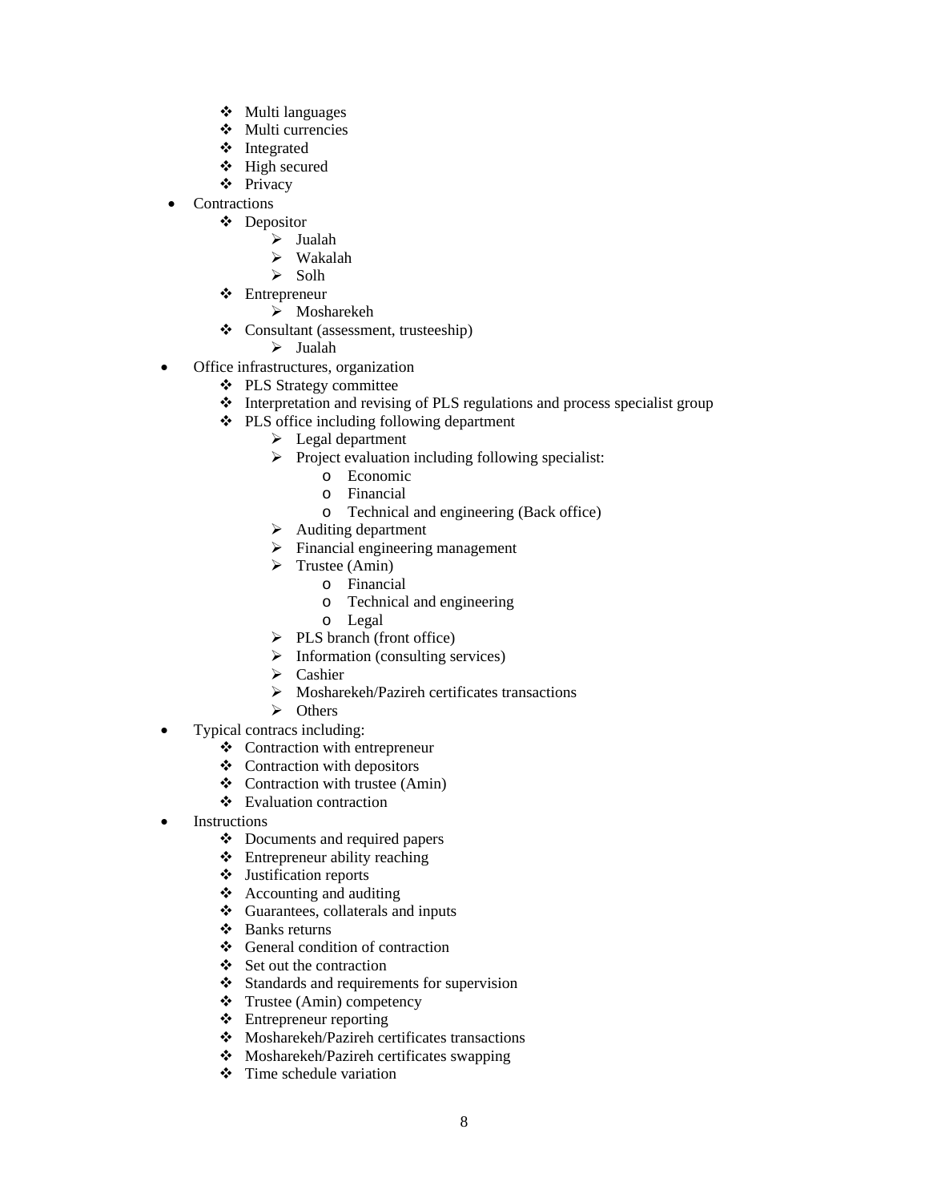- Multi languages
    - Multi currencies
    - Integrated
    - High secured
    - Privacy
- Contractions
    - Depositor
        - Jualah
        - Wakalah
        - Solh
    - Entrepreneur
        - Mosharekeh
    - Consultant (assessment, trusteeship)
        - Jualah
- Office infrastructures, organization
    - PLS Strategy committee
    - Interpretation and revising of PLS regulations and process specialist group
    - PLS office including following department
        - Legal department
        - Project evaluation including following specialist:
            - Economic
            - Financial
            - Technical and engineering (Back office)
        - Auditing department
        - Financial engineering management
        - Trustee (Amin)
            - Financial
            - Technical and engineering
            - Legal
        - PLS branch (front office)
        - Information (consulting services)
        - Cashier
        - Mosharekeh/Pazireh certificates transactions
        - Others
- Typical contracs including:
    - Contraction with entrepreneur
    - Contraction with depositors
    - Contraction with trustee (Amin)
    - Evaluation contraction
- Instructions
    - Documents and required papers
    - Entrepreneur ability reaching
    - Justification reports
    - Accounting and auditing
    - Guarantees, collaterals and inputs
    - Banks returns
    - General condition of contraction
    - Set out the contraction
    - Standards and requirements for supervision
    - Trustee (Amin) competency
    - Entrepreneur reporting
    - Mosharekeh/Pazireh certificates transactions
    - Mosharekeh/Pazireh certificates swapping
    - Time schedule variation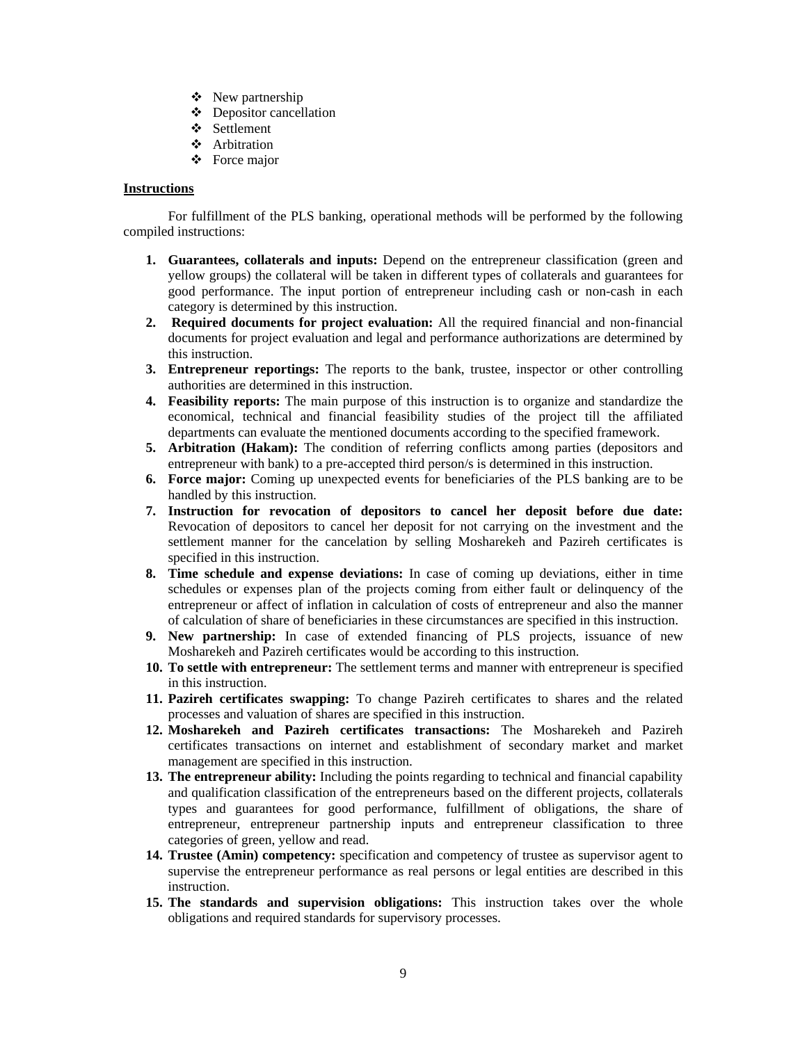- New partnership
- Depositor cancellation
- Settlement
- Arbitration
- Force major

**Instructions**

For fulfillment of the PLS banking, operational methods will be performed by the following compiled instructions:

1. **Guarantees, collaterals and inputs:** Depend on the entrepreneur classification (green and yellow groups) the collateral will be taken in different types of collaterals and guarantees for good performance. The input portion of entrepreneur including cash or non-cash in each category is determined by this instruction.
2. **Required documents for project evaluation:** All the required financial and non-financial documents for project evaluation and legal and performance authorizations are determined by this instruction.
3. **Entrepreneur reportings:** The reports to the bank, trustee, inspector or other controlling authorities are determined in this instruction.
4. **Feasibility reports:** The main purpose of this instruction is to organize and standardize the economical, technical and financial feasibility studies of the project till the affiliated departments can evaluate the mentioned documents according to the specified framework.
5. **Arbitration (Hakam):** The condition of referring conflicts among parties (depositors and entrepreneur with bank) to a pre-accepted third person/s is determined in this instruction.
6. **Force major:** Coming up unexpected events for beneficiaries of the PLS banking are to be handled by this instruction.
7. **Instruction for revocation of depositors to cancel her deposit before due date:** Revocation of depositors to cancel her deposit for not carrying on the investment and the settlement manner for the cancelation by selling Mosharekeh and Pazireh certificates is specified in this instruction.
8. **Time schedule and expense deviations:** In case of coming up deviations, either in time schedules or expenses plan of the projects coming from either fault or delinquency of the entrepreneur or affect of inflation in calculation of costs of entrepreneur and also the manner of calculation of share of beneficiaries in these circumstances are specified in this instruction.
9. **New partnership:** In case of extended financing of PLS projects, issuance of new Mosharekeh and Pazireh certificates would be according to this instruction.
10. **To settle with entrepreneur:** The settlement terms and manner with entrepreneur is specified in this instruction.
11. **Pazireh certificates swapping:** To change Pazireh certificates to shares and the related processes and valuation of shares are specified in this instruction.
12. **Mosharekeh and Pazireh certificates transactions:** The Mosharekeh and Pazireh certificates transactions on internet and establishment of secondary market and market management are specified in this instruction.
13. **The entrepreneur ability:** Including the points regarding to technical and financial capability and qualification classification of the entrepreneurs based on the different projects, collaterals types and guarantees for good performance, fulfillment of obligations, the share of entrepreneur, entrepreneur partnership inputs and entrepreneur classification to three categories of green, yellow and read.
14. **Trustee (Amin) competency:** specification and competency of trustee as supervisor agent to supervise the entrepreneur performance as real persons or legal entities are described in this instruction.
15. **The standards and supervision obligations:** This instruction takes over the whole obligations and required standards for supervisory processes.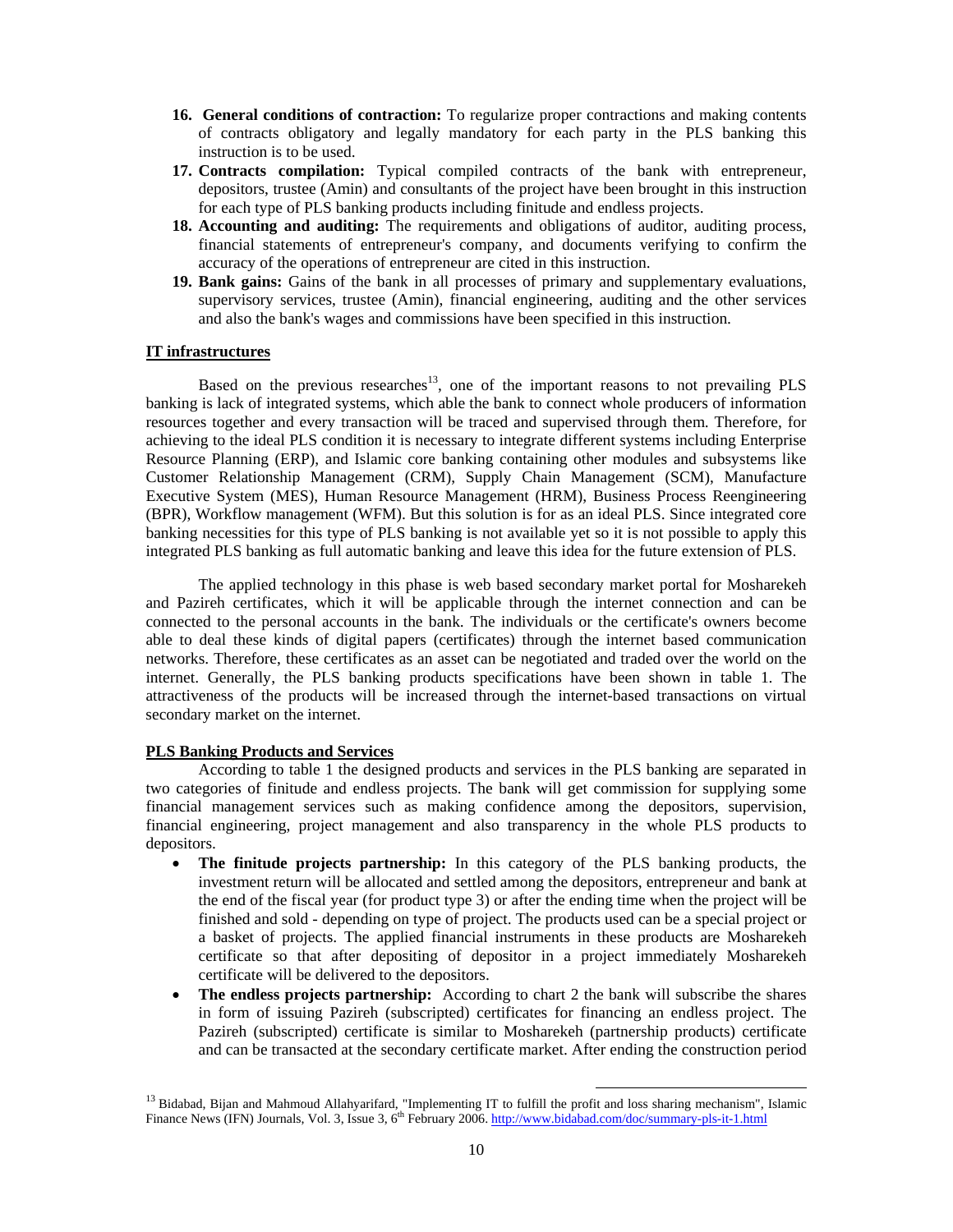16. **General conditions of contraction:** To regularize proper contractions and making contents of contracts obligatory and legally mandatory for each party in the PLS banking this instruction is to be used.
17. **Contracts compilation:** Typical compiled contracts of the bank with entrepreneur, depositors, trustee (Amin) and consultants of the project have been brought in this instruction for each type of PLS banking products including finitude and endless projects.
18. **Accounting and auditing:** The requirements and obligations of auditor, auditing process, financial statements of entrepreneur's company, and documents verifying to confirm the accuracy of the operations of entrepreneur are cited in this instruction.
19. **Bank gains:** Gains of the bank in all processes of primary and supplementary evaluations, supervisory services, trustee (Amin), financial engineering, auditing and the other services and also the bank's wages and commissions have been specified in this instruction.

**IT infrastructures**

Based on the previous researches[13], one of the important reasons to not prevailing PLS banking is lack of integrated systems, which able the bank to connect whole producers of information resources together and every transaction will be traced and supervised through them. Therefore, for achieving to the ideal PLS condition it is necessary to integrate different systems including Enterprise Resource Planning (ERP), and Islamic core banking containing other modules and subsystems like Customer Relationship Management (CRM), Supply Chain Management (SCM), Manufacture Executive System (MES), Human Resource Management (HRM), Business Process Reengineering (BPR), Workflow management (WFM). But this solution is for as an ideal PLS. Since integrated core banking necessities for this type of PLS banking is not available yet so it is not possible to apply this integrated PLS banking as full automatic banking and leave this idea for the future extension of PLS.

The applied technology in this phase is web based secondary market portal for Mosharekeh and Pazireh certificates, which it will be applicable through the internet connection and can be connected to the personal accounts in the bank. The individuals or the certificate's owners become able to deal these kinds of digital papers (certificates) through the internet based communication networks. Therefore, these certificates as an asset can be negotiated and traded over the world on the internet. Generally, the PLS banking products specifications have been shown in table 1. The attractiveness of the products will be increased through the internet-based transactions on virtual secondary market on the internet.

**PLS Banking Products and Services**

According to table 1 the designed products and services in the PLS banking are separated in two categories of finitude and endless projects. The bank will get commission for supplying some financial management services such as making confidence among the depositors, supervision, financial engineering, project management and also transparency in the whole PLS products to depositors.

- **The finitude projects partnership:** In this category of the PLS banking products, the investment return will be allocated and settled among the depositors, entrepreneur and bank at the end of the fiscal year (for product type 3) or after the ending time when the project will be finished and sold - depending on type of project. The products used can be a special project or a basket of projects. The applied financial instruments in these products are Mosharekeh certificate so that after depositing of depositor in a project immediately Mosharekeh certificate will be delivered to the depositors.
- **The endless projects partnership:** According to chart 2 the bank will subscribe the shares in form of issuing Pazireh (subscripted) certificates for financing an endless project. The Pazireh (subscripted) certificate is similar to Mosharekeh (partnership products) certificate and can be transacted at the secondary certificate market. After ending the construction period

[13] Bidabad, Bijan and Mahmoud Allahyarifard, "Implementing IT to fulfill the profit and loss sharing mechanism", Islamic Finance News (IFN) Journals, Vol. 3, Issue 3, 6th February 2006. http://www.bidabad.com/doc/summary-pls-it-1.html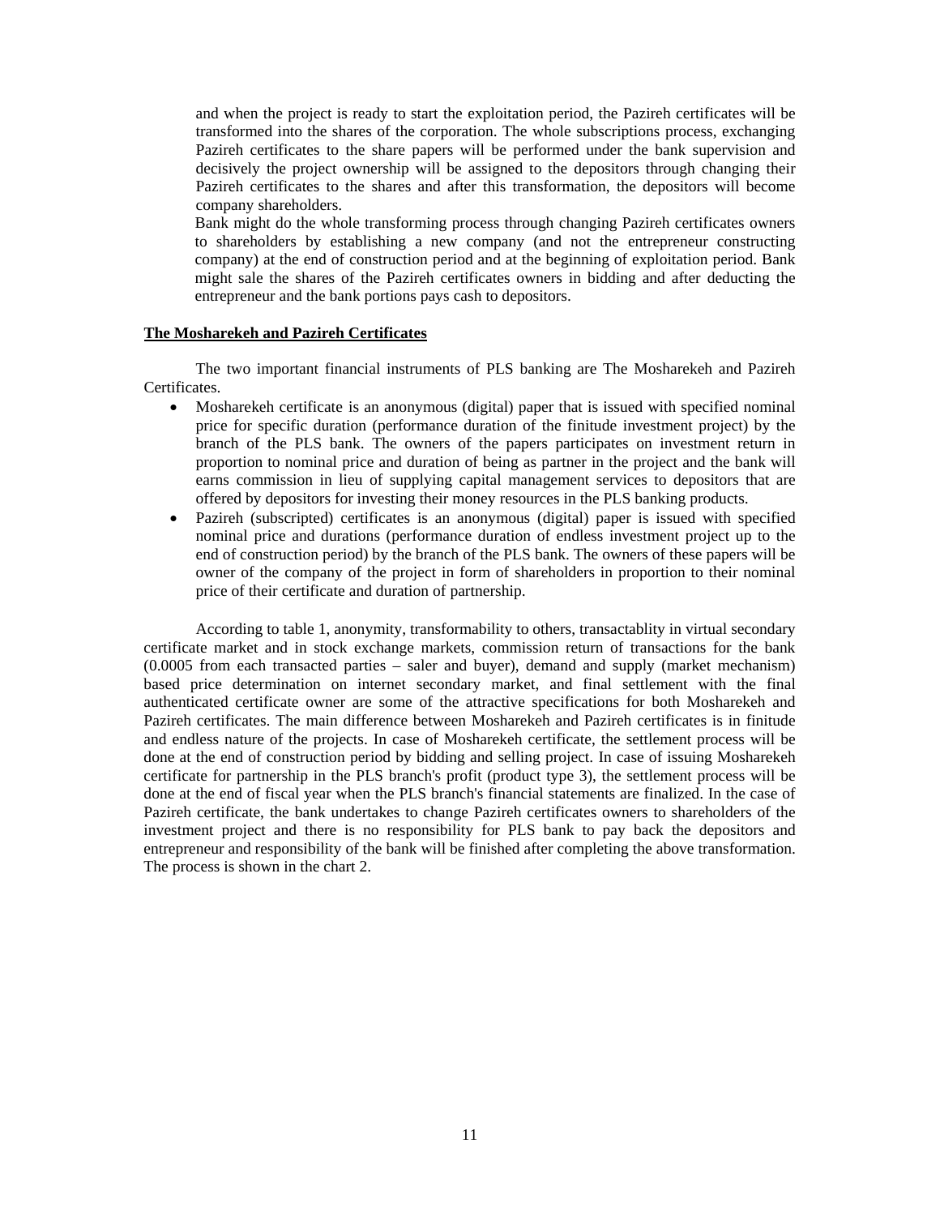and when the project is ready to start the exploitation period, the Pazireh certificates will be transformed into the shares of the corporation. The whole subscriptions process, exchanging Pazireh certificates to the share papers will be performed under the bank supervision and decisively the project ownership will be assigned to the depositors through changing their Pazireh certificates to the shares and after this transformation, the depositors will become company shareholders.

Bank might do the whole transforming process through changing Pazireh certificates owners to shareholders by establishing a new company (and not the entrepreneur constructing company) at the end of construction period and at the beginning of exploitation period. Bank might sale the shares of the Pazireh certificates owners in bidding and after deducting the entrepreneur and the bank portions pays cash to depositors.

**The Mosharekeh and Pazireh Certificates**

The two important financial instruments of PLS banking are The Mosharekeh and Pazireh Certificates.

- Mosharekeh certificate is an anonymous (digital) paper that is issued with specified nominal price for specific duration (performance duration of the finitude investment project) by the branch of the PLS bank. The owners of the papers participates on investment return in proportion to nominal price and duration of being as partner in the project and the bank will earns commission in lieu of supplying capital management services to depositors that are offered by depositors for investing their money resources in the PLS banking products.
- Pazireh (subscripted) certificates is an anonymous (digital) paper is issued with specified nominal price and durations (performance duration of endless investment project up to the end of construction period) by the branch of the PLS bank. The owners of these papers will be owner of the company of the project in form of shareholders in proportion to their nominal price of their certificate and duration of partnership.

According to table 1, anonymity, transformability to others, transactablity in virtual secondary certificate market and in stock exchange markets, commission return of transactions for the bank (0.0005 from each transacted parties – saler and buyer), demand and supply (market mechanism) based price determination on internet secondary market, and final settlement with the final authenticated certificate owner are some of the attractive specifications for both Mosharekeh and Pazireh certificates. The main difference between Mosharekeh and Pazireh certificates is in finitude and endless nature of the projects. In case of Mosharekeh certificate, the settlement process will be done at the end of construction period by bidding and selling project. In case of issuing Mosharekeh certificate for partnership in the PLS branch's profit (product type 3), the settlement process will be done at the end of fiscal year when the PLS branch's financial statements are finalized. In the case of Pazireh certificate, the bank undertakes to change Pazireh certificates owners to shareholders of the investment project and there is no responsibility for PLS bank to pay back the depositors and entrepreneur and responsibility of the bank will be finished after completing the above transformation. The process is shown in the chart 2.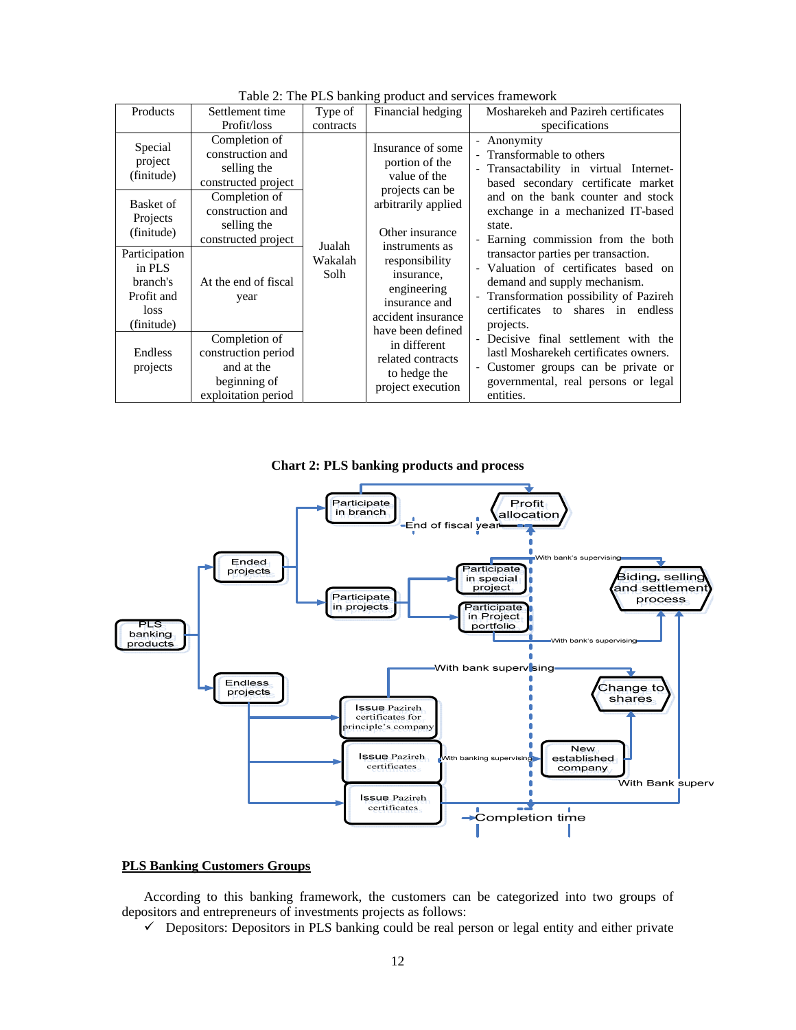Table 2: The PLS banking product and services framework

| Products | Settlement time Profit/loss | Type of contracts | Financial hedging | Mosharekeh and Pazireh certificates specifications |
|---|---|---|---|---|
| Special project (finitude) | Completion of construction and selling the constructed project | Jualah Wakalah Solh | Insurance of some portion of the value of the projects can be arbitrarily applied Other insurance instruments as responsibility insurance, engineering insurance and accident insurance have been defined in different related contracts to hedge the project execution | - Anonymity - Transformable to others - Transactability in virtual Internet-based secondary certificate market and on the bank counter and stock exchange in a mechanized IT-based state. - Earning commission from the both transactor parties per transaction. - Valuation of certificates based on demand and supply mechanism. - Transformation possibility of Pazireh certificates to shares in endless projects. - Decisive final settlement with the lastl Mosharekeh certificates owners. - Customer groups can be private or governmental, real persons or legal entities. |
| Basket of Projects (finitude) | Completion of construction and selling the constructed project | | | |
| Participation in PLS branch's Profit and loss (finitude) | At the end of fiscal year | | | |
| Endless projects | Completion of construction period and at the beginning of exploitation period | | | |

**Chart 2: PLS banking products and process**

## PLS Banking Customers Groups

According to this banking framework, the customers can be categorized into two groups of depositors and entrepreneurs of investments projects as follows:

- ✓ Depositors: Depositors in PLS banking could be real person or legal entity and either private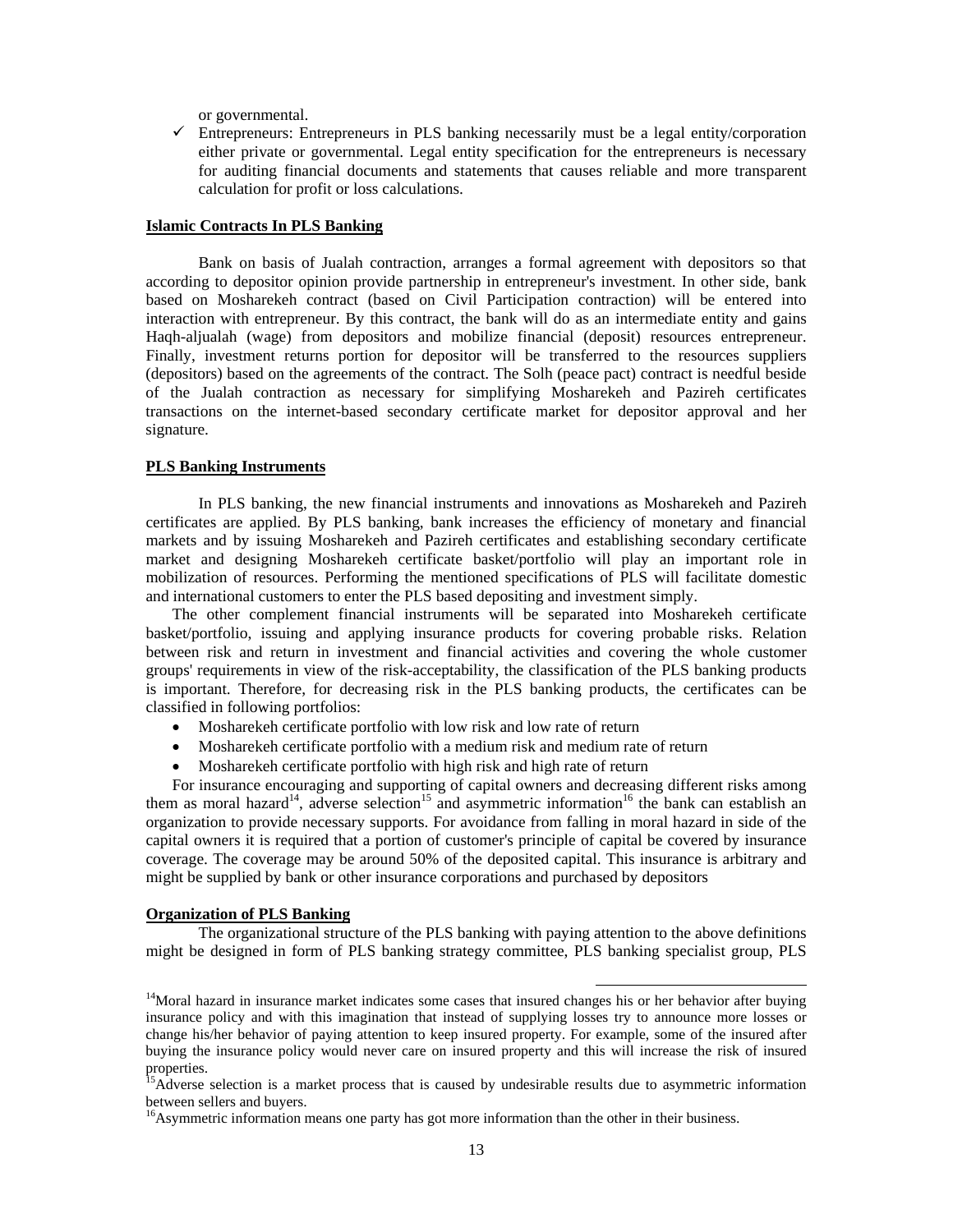or governmental.

- ✓ Entrepreneurs: Entrepreneurs in PLS banking necessarily must be a legal entity/corporation either private or governmental. Legal entity specification for the entrepreneurs is necessary for auditing financial documents and statements that causes reliable and more transparent calculation for profit or loss calculations.

## Islamic Contracts In PLS Banking

Bank on basis of Jualah contraction, arranges a formal agreement with depositors so that according to depositor opinion provide partnership in entrepreneur's investment. In other side, bank based on Mosharekeh contract (based on Civil Participation contraction) will be entered into interaction with entrepreneur. By this contract, the bank will do as an intermediate entity and gains Haqh-aljualah (wage) from depositors and mobilize financial (deposit) resources entrepreneur. Finally, investment returns portion for depositor will be transferred to the resources suppliers (depositors) based on the agreements of the contract. The Solh (peace pact) contract is needful beside of the Jualah contraction as necessary for simplifying Mosharekeh and Pazireh certificates transactions on the internet-based secondary certificate market for depositor approval and her signature.

## PLS Banking Instruments

In PLS banking, the new financial instruments and innovations as Mosharekeh and Pazireh certificates are applied. By PLS banking, bank increases the efficiency of monetary and financial markets and by issuing Mosharekeh and Pazireh certificates and establishing secondary certificate market and designing Mosharekeh certificate basket/portfolio will play an important role in mobilization of resources. Performing the mentioned specifications of PLS will facilitate domestic and international customers to enter the PLS based depositing and investment simply.

The other complement financial instruments will be separated into Mosharekeh certificate basket/portfolio, issuing and applying insurance products for covering probable risks. Relation between risk and return in investment and financial activities and covering the whole customer groups' requirements in view of the risk-acceptability, the classification of the PLS banking products is important. Therefore, for decreasing risk in the PLS banking products, the certificates can be classified in following portfolios:

- Mosharekeh certificate portfolio with low risk and low rate of return
- Mosharekeh certificate portfolio with a medium risk and medium rate of return
- Mosharekeh certificate portfolio with high risk and high rate of return

For insurance encouraging and supporting of capital owners and decreasing different risks among them as moral hazard[14], adverse selection[15] and asymmetric information[16] the bank can establish an organization to provide necessary supports. For avoidance from falling in moral hazard in side of the capital owners it is required that a portion of customer's principle of capital be covered by insurance coverage. The coverage may be around 50% of the deposited capital. This insurance is arbitrary and might be supplied by bank or other insurance corporations and purchased by depositors

## Organization of PLS Banking

The organizational structure of the PLS banking with paying attention to the above definitions might be designed in form of PLS banking strategy committee, PLS banking specialist group, PLS

---

[14]Moral hazard in insurance market indicates some cases that insured changes his or her behavior after buying insurance policy and with this imagination that instead of supplying losses try to announce more losses or change his/her behavior of paying attention to keep insured property. For example, some of the insured after buying the insurance policy would never care on insured property and this will increase the risk of insured properties.

[15]Adverse selection is a market process that is caused by undesirable results due to asymmetric information between sellers and buyers.

[16]Asymmetric information means one party has got more information than the other in their business.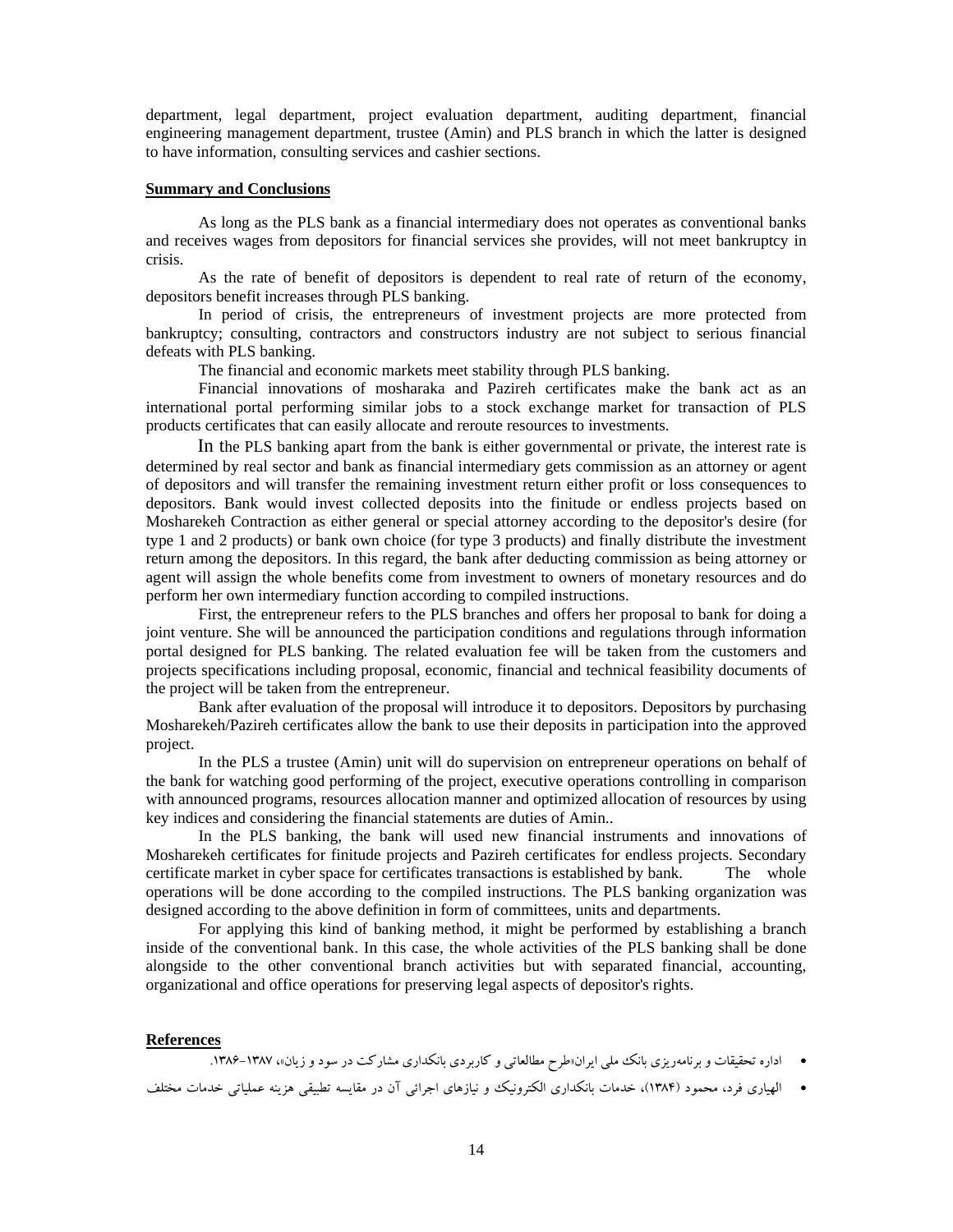department, legal department, project evaluation department, auditing department, financial engineering management department, trustee (Amin) and PLS branch in which the latter is designed to have information, consulting services and cashier sections.

## Summary and Conclusions

As long as the PLS bank as a financial intermediary does not operates as conventional banks and receives wages from depositors for financial services she provides, will not meet bankruptcy in crisis.

As the rate of benefit of depositors is dependent to real rate of return of the economy, depositors benefit increases through PLS banking.

In period of crisis, the entrepreneurs of investment projects are more protected from bankruptcy; consulting, contractors and constructors industry are not subject to serious financial defeats with PLS banking.

The financial and economic markets meet stability through PLS banking.

Financial innovations of mosharaka and Pazireh certificates make the bank act as an international portal performing similar jobs to a stock exchange market for transaction of PLS products certificates that can easily allocate and reroute resources to investments.

In the PLS banking apart from the bank is either governmental or private, the interest rate is determined by real sector and bank as financial intermediary gets commission as an attorney or agent of depositors and will transfer the remaining investment return either profit or loss consequences to depositors. Bank would invest collected deposits into the finitude or endless projects based on Mosharekeh Contraction as either general or special attorney according to the depositor's desire (for type 1 and 2 products) or bank own choice (for type 3 products) and finally distribute the investment return among the depositors. In this regard, the bank after deducting commission as being attorney or agent will assign the whole benefits come from investment to owners of monetary resources and do perform her own intermediary function according to compiled instructions.

First, the entrepreneur refers to the PLS branches and offers her proposal to bank for doing a joint venture. She will be announced the participation conditions and regulations through information portal designed for PLS banking. The related evaluation fee will be taken from the customers and projects specifications including proposal, economic, financial and technical feasibility documents of the project will be taken from the entrepreneur.

Bank after evaluation of the proposal will introduce it to depositors. Depositors by purchasing Mosharekeh/Pazireh certificates allow the bank to use their deposits in participation into the approved project.

In the PLS a trustee (Amin) unit will do supervision on entrepreneur operations on behalf of the bank for watching good performing of the project, executive operations controlling in comparison with announced programs, resources allocation manner and optimized allocation of resources by using key indices and considering the financial statements are duties of Amin..

In the PLS banking, the bank will used new financial instruments and innovations of Mosharekeh certificates for finitude projects and Pazireh certificates for endless projects. Secondary certificate market in cyber space for certificates transactions is established by bank. The whole operations will be done according to the compiled instructions. The PLS banking organization was designed according to the above definition in form of committees, units and departments.

For applying this kind of banking method, it might be performed by establishing a branch inside of the conventional bank. In this case, the whole activities of the PLS banking shall be done alongside to the other conventional branch activities but with separated financial, accounting, organizational and office operations for preserving legal aspects of depositor's rights.

## References

- اداره تحقیقات و برنامه‌ریزی بانک ملی ایران«طرح مطالعاتی و کاربردی بانکداری مشارکت در سود و زیان»، ۱۳۸۷-۱۳۸۶.
- الهیاری فرد، محمود (۱۳۸۴)، خدمات بانکداری الکترونیک و نیازهای اجرائی آن در مقایسه تطبیقی هزینه عملیاتی خدمات مختلف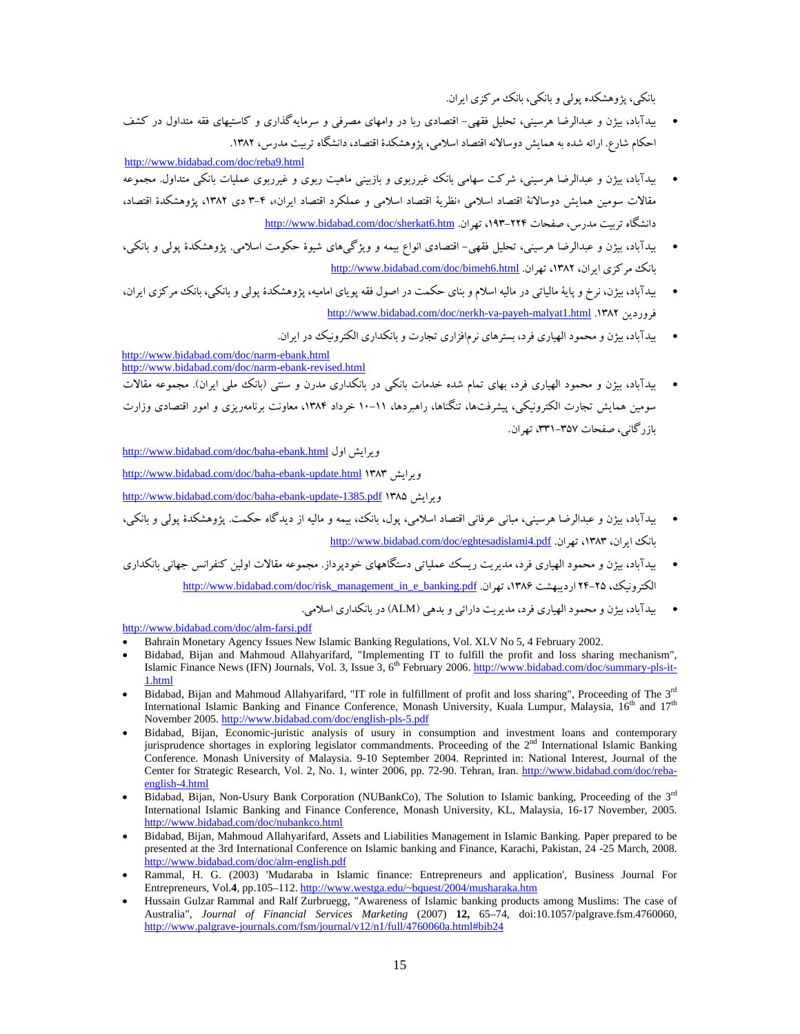بانکی، پژوهشکده پولی و بانکی، بانک مرکزی ایران.

- بیدآباد، بیژن و عبدالرضا هرسینی، تحلیل فقهی- اقتصادی ربا در وامهای مصرفی و سرمایه‌گذاری و کاستیهای فقه متداول در کشف احکام شارع. ارائه شده به همایش دوسالانه اقتصاد اسلامی، پژوهشکدهٔ اقتصاد، دانشگاه تربیت مدرس، ۱۳۸۲. http://www.bidabad.com/doc/reba9.html
- بیدآباد، بیژن و عبدالرضا هرسینی، شرکت سهامی بانک غیرربوی و بازبینی ماهیت ربوی و غیرربوی عملیات بانکی متداول. مجموعه مقالات سومین همایش دوسالانهٔ اقتصاد اسلامی «نظریهٔ اقتصاد اسلامی و عملکرد اقتصاد ایران»، ۴-۳ دی ۱۳۸۲، پژوهشکدهٔ اقتصاد، دانشگاه تربیت مدرس، صفحات ۲۲۴-۱۹۳، تهران. http://www.bidabad.com/doc/sherkat6.htm
- بیدآباد، بیژن و عبدالرضا هرسینی، تحلیل فقهی- اقتصادی انواع بیمه و ویژگی‌های شیوهٔ حکومت اسلامی. پژوهشکدهٔ پولی و بانکی، بانک مرکزی ایران، ۱۳۸۲، تهران. http://www.bidabad.com/doc/bimeh6.html
- بیدآباد، بیژن، نرخ و پایهٔ مالیاتی در مالیه اسلام و بنای حکمت در اصول فقه پویای امامیه، پژوهشکدهٔ پولی و بانکی، بانک مرکزی ایران، فروردین ۱۳۸۲. http://www.bidabad.com/doc/nerkh-va-payeh-malyat1.html
- بیدآباد، بیژن و محمود الهیاری فرد، بسترهای نرم‌افزاری تجارت و بانکداری الکترونیک در ایران.

http://www.bidabad.com/doc/narm-ebank.html
http://www.bidabad.com/doc/narm-ebank-revised.html

- بیدآباد، بیژن و محمود الهیاری فرد، بهای تمام شده خدمات بانکی در بانکداری مدرن و سنتی (بانک ملی ایران). مجموعه مقالات سومین همایش تجارت الکترونیکی، پیشرفت‌ها، تنگناها، راهبردها، ۱۱-۱۰ خرداد ۱۳۸۴، معاونت برنامه‌ریزی و امور اقتصادی وزارت بازرگانی، صفحات ۳۵۷-۳۳۱، تهران.

ویرایش اول http://www.bidabad.com/doc/baha-ebank.html

ویرایش ۱۳۸۳ http://www.bidabad.com/doc/baha-ebank-update.html

ویرایش ۱۳۸۵ http://www.bidabad.com/doc/baha-ebank-update-1385.pdf

- بیدآباد، بیژن و عبدالرضا هرسینی، مبانی عرفانی اقتصاد اسلامی، پول، بانک، بیمه و مالیه از دیدگاه حکمت. پژوهشکدهٔ پولی و بانکی، بانک ایران، ۱۳۸۳، تهران. http://www.bidabad.com/doc/eghtesadislami4.pdf
- بیدآباد، بیژن و محمود الهیاری فرد، مدیریت ریسک عملیاتی دستگاههای خودپرداز. مجموعه مقالات اولین کنفرانس جهانی بانکداری الکترونیک، ۲۵-۲۴ اردیبهشت ۱۳۸۶، تهران. http://www.bidabad.com/doc/risk_management_in_e_banking.pdf
- بیدآباد، بیژن و محمود الهیاری فرد، مدیریت دارائی و بدهی (ALM) در بانکداری اسلامی.

http://www.bidabad.com/doc/alm-farsi.pdf

- Bahrain Monetary Agency Issues New Islamic Banking Regulations, Vol. XLV No 5, 4 February 2002.
- Bidabad, Bijan and Mahmoud Allahyarifard, "Implementing IT to fulfill the profit and loss sharing mechanism", Islamic Finance News (IFN) Journals, Vol. 3, Issue 3, 6th February 2006. http://www.bidabad.com/doc/summary-pls-it-1.html
- Bidabad, Bijan and Mahmoud Allahyarifard, "IT role in fulfillment of profit and loss sharing", Proceeding of The 3rd International Islamic Banking and Finance Conference, Monash University, Kuala Lumpur, Malaysia, 16th and 17th November 2005. http://www.bidabad.com/doc/english-pls-5.pdf
- Bidabad, Bijan, Economic-juristic analysis of usury in consumption and investment loans and contemporary jurisprudence shortages in exploring legislator commandments. Proceeding of the 2nd International Islamic Banking Conference. Monash University of Malaysia. 9-10 September 2004. Reprinted in: National Interest, Journal of the Center for Strategic Research, Vol. 2, No. 1, winter 2006, pp. 72-90. Tehran, Iran. http://www.bidabad.com/doc/reba-english-4.html
- Bidabad, Bijan, Non-Usury Bank Corporation (NUBankCo), The Solution to Islamic banking, Proceeding of the 3rd International Islamic Banking and Finance Conference, Monash University, KL, Malaysia, 16-17 November, 2005. http://www.bidabad.com/doc/nubankco.html
- Bidabad, Bijan, Mahmoud Allahyarifard, Assets and Liabilities Management in Islamic Banking. Paper prepared to be presented at the 3rd International Conference on Islamic banking and Finance, Karachi, Pakistan, 24 -25 March, 2008. http://www.bidabad.com/doc/alm-english.pdf
- Rammal, H. G. (2003) 'Mudaraba in Islamic finance: Entrepreneurs and application', Business Journal For Entrepreneurs, Vol.**4**, pp.105–112. http://www.westga.edu/~bquest/2004/musharaka.htm
- Hussain Gulzar Rammal and Ralf Zurbruegg, "Awareness of Islamic banking products among Muslims: The case of Australia", *Journal of Financial Services Marketing* (2007) **12,** 65–74, doi:10.1057/palgrave.fsm.4760060, http://www.palgrave-journals.com/fsm/journal/v12/n1/full/4760060a.html#bib24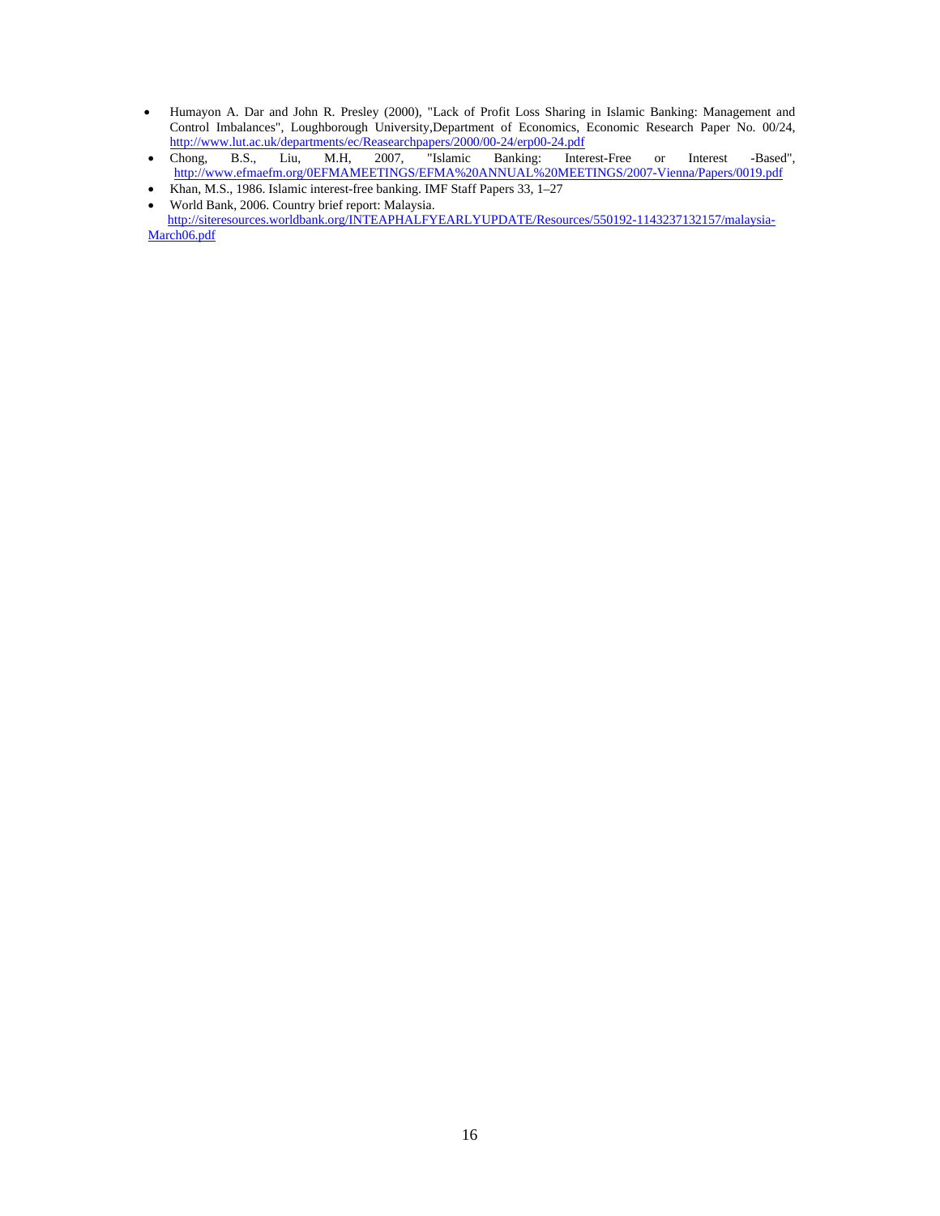- Humayon A. Dar and John R. Presley (2000), "Lack of Profit Loss Sharing in Islamic Banking: Management and Control Imbalances", Loughborough University,Department of Economics, Economic Research Paper No. 00/24, http://www.lut.ac.uk/departments/ec/Reasearchpapers/2000/00-24/erp00-24.pdf
- Chong, B.S., Liu, M.H, 2007, "Islamic Banking: Interest-Free or Interest -Based", http://www.efmaefm.org/0EFMAMEETINGS/EFMA%20ANNUAL%20MEETINGS/2007-Vienna/Papers/0019.pdf
- Khan, M.S., 1986. Islamic interest-free banking. IMF Staff Papers 33, 1–27
- World Bank, 2006. Country brief report: Malaysia. http://siteresources.worldbank.org/INTEAPHALFYEARLYUPDATE/Resources/550192-1143237132157/malaysia-March06.pdf